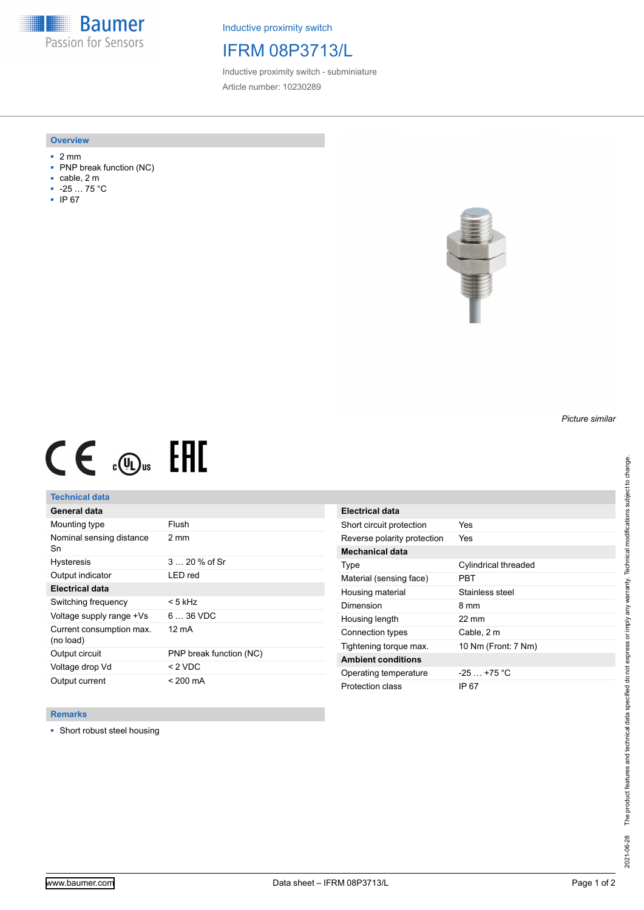Inductive proximity switch

# IFRM 08P3713/L

Inductive proximity switch - subminiature

Article number: 10230289

## Overview

- 2 mm
- PNP break function (NC)
- cable, 2 m
- -25 … 75 °C
- IP 67

*Picture similar*

## Technical data

| General data | |
|---|---|
| Mounting type | Flush |
| Nominal sensing distance Sn | 2 mm |
| Hysteresis | 3 … 20 % of Sr |
| Output indicator | LED red |
| **Electrical data** | |
| Switching frequency | < 5 kHz |
| Voltage supply range +Vs | 6 … 36 VDC |
| Current consumption max. (no load) | 12 mA |
| Output circuit | PNP break function (NC) |
| Voltage drop Vd | < 2 VDC |
| Output current | < 200 mA |

| Electrical data | |
|---|---|
| Short circuit protection | Yes |
| Reverse polarity protection | Yes |
| **Mechanical data** | |
| Type | Cylindrical threaded |
| Material (sensing face) | PBT |
| Housing material | Stainless steel |
| Dimension | 8 mm |
| Housing length | 22 mm |
| Connection types | Cable, 2 m |
| Tightening torque max. | 10 Nm (Front: 7 Nm) |
| **Ambient conditions** | |
| Operating temperature | -25 … +75 °C |
| Protection class | IP 67 |

## Remarks

- Short robust steel housing

2021-06-28 The product features and technical data specified do not express or imply any warranty. Technical modifications subject to change.

www.baumer.com Data sheet – IFRM 08P3713/L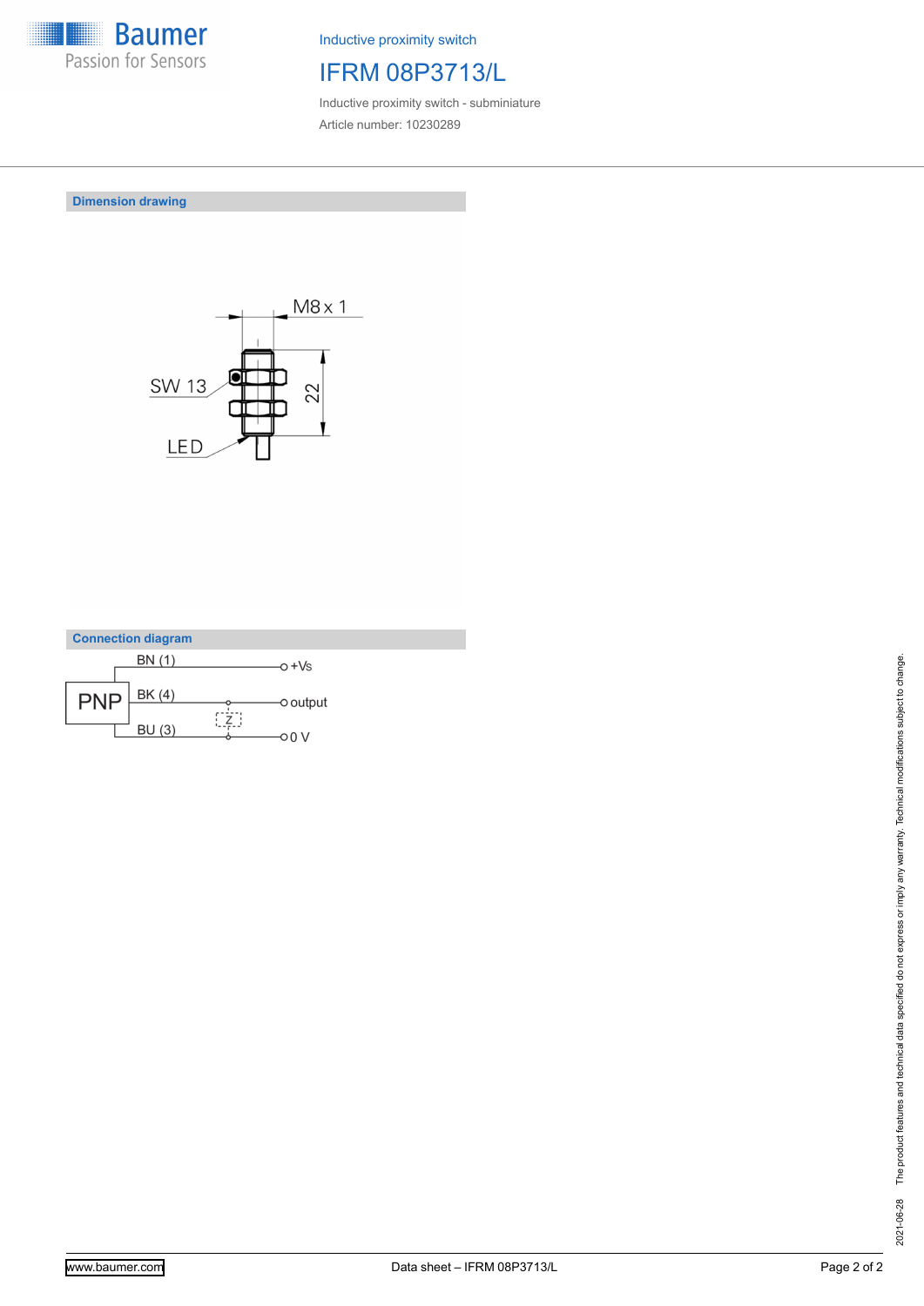Inductive proximity switch

# IFRM 08P3713/L

Inductive proximity switch - subminiature

Article number: 10230289

## Dimension drawing

M8 x 1

SW 13

22

LED

## Connection diagram

PNP

BN (1) +Vs

BK (4) output

Z

BU (3) 0 V

The product features and technical data specified do not express or imply any warranty. Technical modifications subject to change.

2021-06-28

www.baumer.com

Data sheet – IFRM 08P3713/L